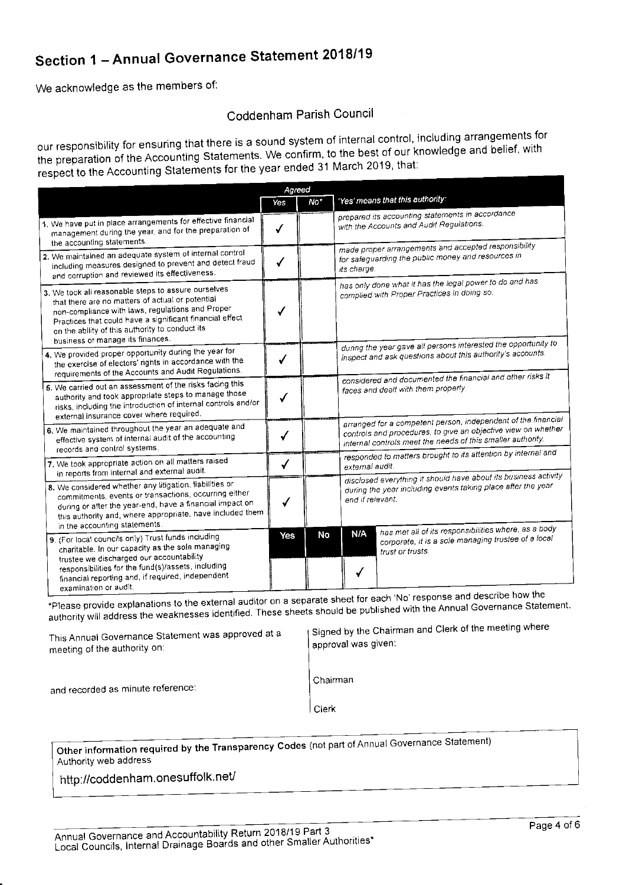# Section 1 – Annual Governance Statement 2018/19

We acknowledge as the members of:

Coddenham Parish Council

our responsibility for ensuring that there is a sound system of internal control, including arrangements for the preparation of the Accounting Statements. We confirm, to the best of our knowledge and belief, with respect to the Accounting Statements for the year ended 31 March 2019, that:

| | Agreed | | 'Yes' means that this authority: |
|---|---|---|---|
| | Yes | No* | |
| 1. We have put in place arrangements for effective financial management during the year, and for the preparation of the accounting statements. | ✓ | | *prepared its accounting statements in accordance with the Accounts and Audit Regulations.* |
| 2. We maintained an adequate system of internal control including measures designed to prevent and detect fraud and corruption and reviewed its effectiveness. | ✓ | | *made proper arrangements and accepted responsibility for safeguarding the public money and resources in its charge.* |
| 3. We took all reasonable steps to assure ourselves that there are no matters of actual or potential non-compliance with laws, regulations and Proper Practices that could have a significant financial effect on the ability of this authority to conduct its business or manage its finances. | ✓ | | *has only done what it has the legal power to do and has complied with Proper Practices in doing so.* |
| 4. We provided proper opportunity during the year for the exercise of electors' rights in accordance with the requirements of the Accounts and Audit Regulations. | ✓ | | *during the year gave all persons interested the opportunity to inspect and ask questions about this authority's accounts.* |
| 5. We carried out an assessment of the risks facing this authority and took appropriate steps to manage those risks, including the introduction of internal controls and/or external insurance cover where required. | ✓ | | *considered and documented the financial and other risks it faces and dealt with them properly.* |
| 6. We maintained throughout the year an adequate and effective system of internal audit of the accounting records and control systems. | ✓ | | *arranged for a competent person, independent of the financial controls and procedures, to give an objective view on whether internal controls meet the needs of this smaller authority.* |
| 7. We took appropriate action on all matters raised in reports from internal and external audit. | ✓ | | *responded to matters brought to its attention by internal and external audit.* |
| 8. We considered whether any litigation, liabilities or commitments, events or transactions, occurring either during or after the year-end, have a financial impact on this authority and, where appropriate, have included them in the accounting statements. | ✓ | | *disclosed everything it should have about its business activity during the year including events taking place after the year end if relevant.* |

| | Yes | No | N/A | |
|---|---|---|---|---|
| 9. (For local councils only) Trust funds including charitable. In our capacity as the sole managing trustee we discharged our accountability responsibilities for the fund(s)/assets, including financial reporting and, if required, independent examination or audit. | | | ✓ | *has met all of its responsibilities where, as a body corporate, it is a sole managing trustee of a local trust or trusts.* |

*Please provide explanations to the external auditor on a separate sheet for each 'No' response and describe how the authority will address the weaknesses identified. These sheets should be published with the Annual Governance Statement.

This Annual Governance Statement was approved at a meeting of the authority on:

and recorded as minute reference:

Signed by the Chairman and Clerk of the meeting where approval was given:

Chairman

Clerk

**Other information required by the Transparency Codes** (not part of Annual Governance Statement)

Authority web address

http://coddenham.onesuffolk.net/

Annual Governance and Accountability Return 2018/19 Part 3
Local Councils, Internal Drainage Boards and other Smaller Authorities*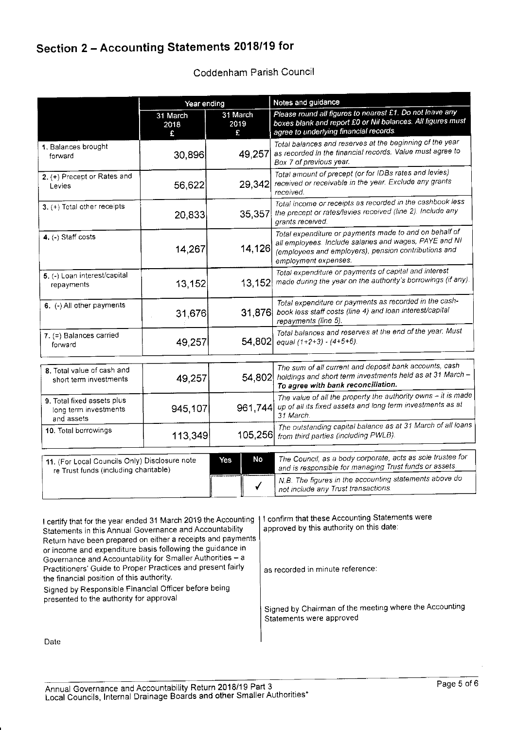# Section 2 – Accounting Statements 2018/19 for

Coddenham Parish Council

| | Year ending | | Notes and guidance |
|---|---|---|---|
| | 31 March 2018 £ | 31 March 2019 £ | *Please round all figures to nearest £1. Do not leave any boxes blank and report £0 or Nil balances. All figures must agree to underlying financial records.* |
| 1. Balances brought forward | 30,896 | 49,257 | *Total balances and reserves at the beginning of the year as recorded in the financial records. Value must agree to Box 7 of previous year.* |
| 2. (+) Precept or Rates and Levies | 56,622 | 29,342 | *Total amount of precept (or for IDBs rates and levies) received or receivable in the year. Exclude any grants received.* |
| 3. (+) Total other receipts | 20,833 | 35,357 | *Total income or receipts as recorded in the cashbook less the precept or rates/levies received (line 2). Include any grants received.* |
| 4. (-) Staff costs | 14,267 | 14,126 | *Total expenditure or payments made to and on behalf of all employees. Include salaries and wages, PAYE and NI (employees and employers), pension contributions and employment expenses.* |
| 5. (-) Loan interest/capital repayments | 13,152 | 13,152 | *Total expenditure or payments of capital and interest made during the year on the authority's borrowings (if any).* |
| 6. (-) All other payments | 31,676 | 31,876 | *Total expenditure or payments as recorded in the cash-book less staff costs (line 4) and loan interest/capital repayments (line 5).* |
| 7. (=) Balances carried forward | 49,257 | 54,802 | *Total balances and reserves at the end of the year. Must equal (1+2+3) - (4+5+6).* |
| 8. Total value of cash and short term investments | 49,257 | 54,802 | *The sum of all current and deposit bank accounts, cash holdings and short term investments held as at 31 March –* ***To agree with bank reconciliation.*** |
| 9. Total fixed assets plus long term investments and assets | 945,107 | 961,744 | *The value of all the property the authority owns – it is made up of all its fixed assets and long term investments as at 31 March.* |
| 10. Total borrowings | 113,349 | 105,256 | *The outstanding capital balance as at 31 March of all loans from third parties (including PWLB).* |

| 11. (For Local Councils Only) Disclosure note re Trust funds (including charitable) | Yes | No | |
|---|---|---|---|
| | | ✓ | *The Council, as a body corporate, acts as sole trustee for and is responsible for managing Trust funds or assets.* *N.B. The figures in the accounting statements above do not include any Trust transactions.* |

I certify that for the year ended 31 March 2019 the Accounting Statements in this Annual Governance and Accountability Return have been prepared on either a receipts and payments or income and expenditure basis following the guidance in Governance and Accountability for Smaller Authorities – a Practitioners' Guide to Proper Practices and present fairly the financial position of this authority.

Signed by Responsible Financial Officer before being presented to the authority for approval

Date

I confirm that these Accounting Statements were approved by this authority on this date:

as recorded in minute reference:

Signed by Chairman of the meeting where the Accounting Statements were approved

Annual Governance and Accountability Return 2018/19 Part 3
Local Councils, Internal Drainage Boards and other Smaller Authorities*